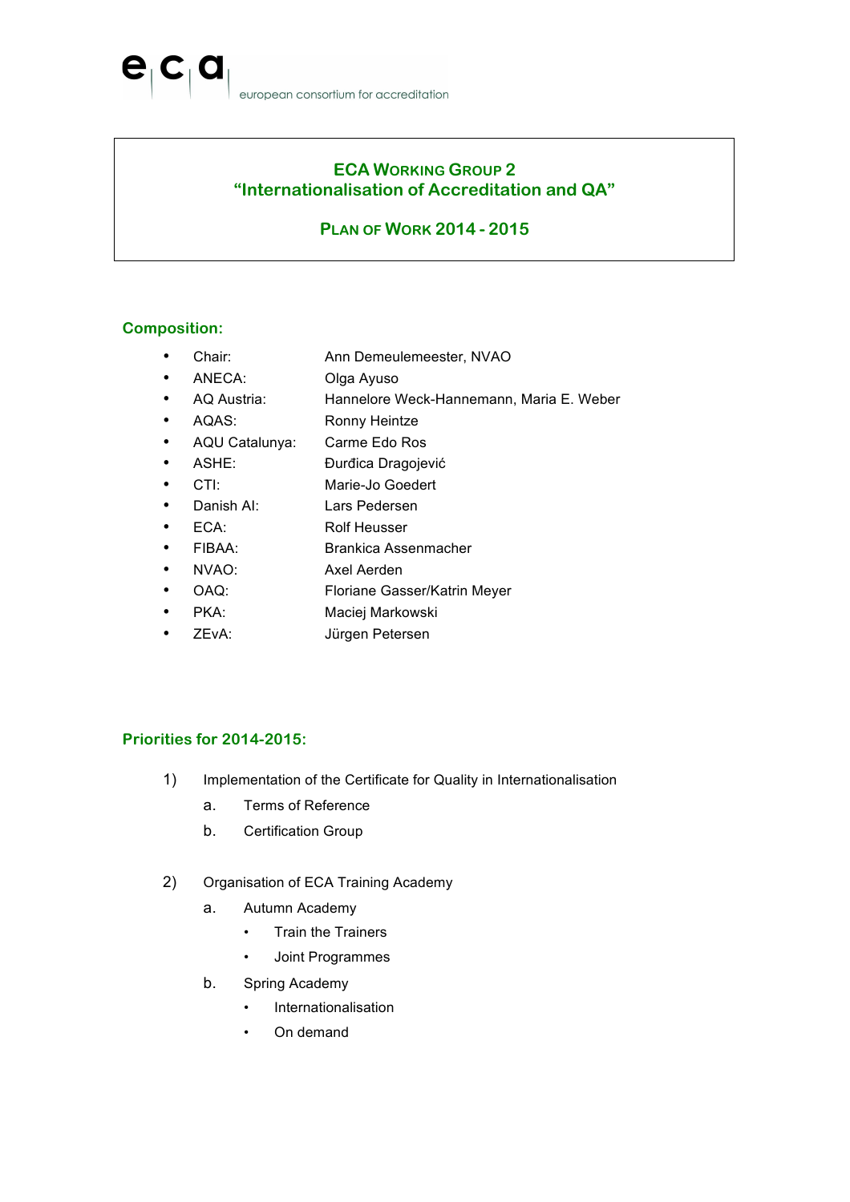# ECA Working Group 2
# "Internationalisation of Accreditation and QA"

## Plan of Work 2014 - 2015

## Composition:

- Chair: Ann Demeulemeester, NVAO
- ANECA: Olga Ayuso
- AQ Austria: Hannelore Weck-Hannemann, Maria E. Weber
- AQAS: Ronny Heintze
- AQU Catalunya: Carme Edo Ros
- ASHE: Đurđica Dragojević
- CTI: Marie-Jo Goedert
- Danish AI: Lars Pedersen
- ECA: Rolf Heusser
- FIBAA: Brankica Assenmacher
- NVAO: Axel Aerden
- OAQ: Floriane Gasser/Katrin Meyer
- PKA: Maciej Markowski
- ZEvA: Jürgen Petersen

## Priorities for 2014-2015:

1) Implementation of the Certificate for Quality in Internationalisation
   a. Terms of Reference
   b. Certification Group

2) Organisation of ECA Training Academy
   a. Autumn Academy
      - Train the Trainers
      - Joint Programmes
   b. Spring Academy
      - Internationalisation
      - On demand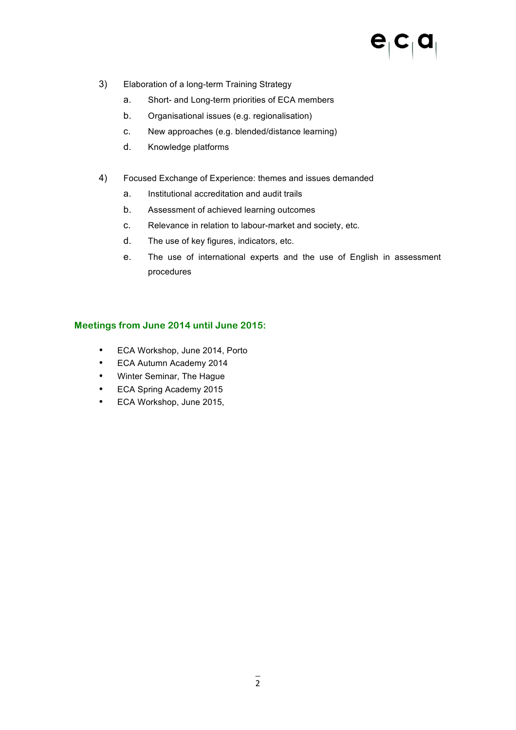3) Elaboration of a long-term Training Strategy

   a. Short- and Long-term priorities of ECA members

   b. Organisational issues (e.g. regionalisation)

   c. New approaches (e.g. blended/distance learning)

   d. Knowledge platforms

4) Focused Exchange of Experience: themes and issues demanded

   a. Institutional accreditation and audit trails

   b. Assessment of achieved learning outcomes

   c. Relevance in relation to labour-market and society, etc.

   d. The use of key figures, indicators, etc.

   e. The use of international experts and the use of English in assessment procedures

## Meetings from June 2014 until June 2015:

- ECA Workshop, June 2014, Porto
- ECA Autumn Academy 2014
- Winter Seminar, The Hague
- ECA Spring Academy 2015
- ECA Workshop, June 2015,